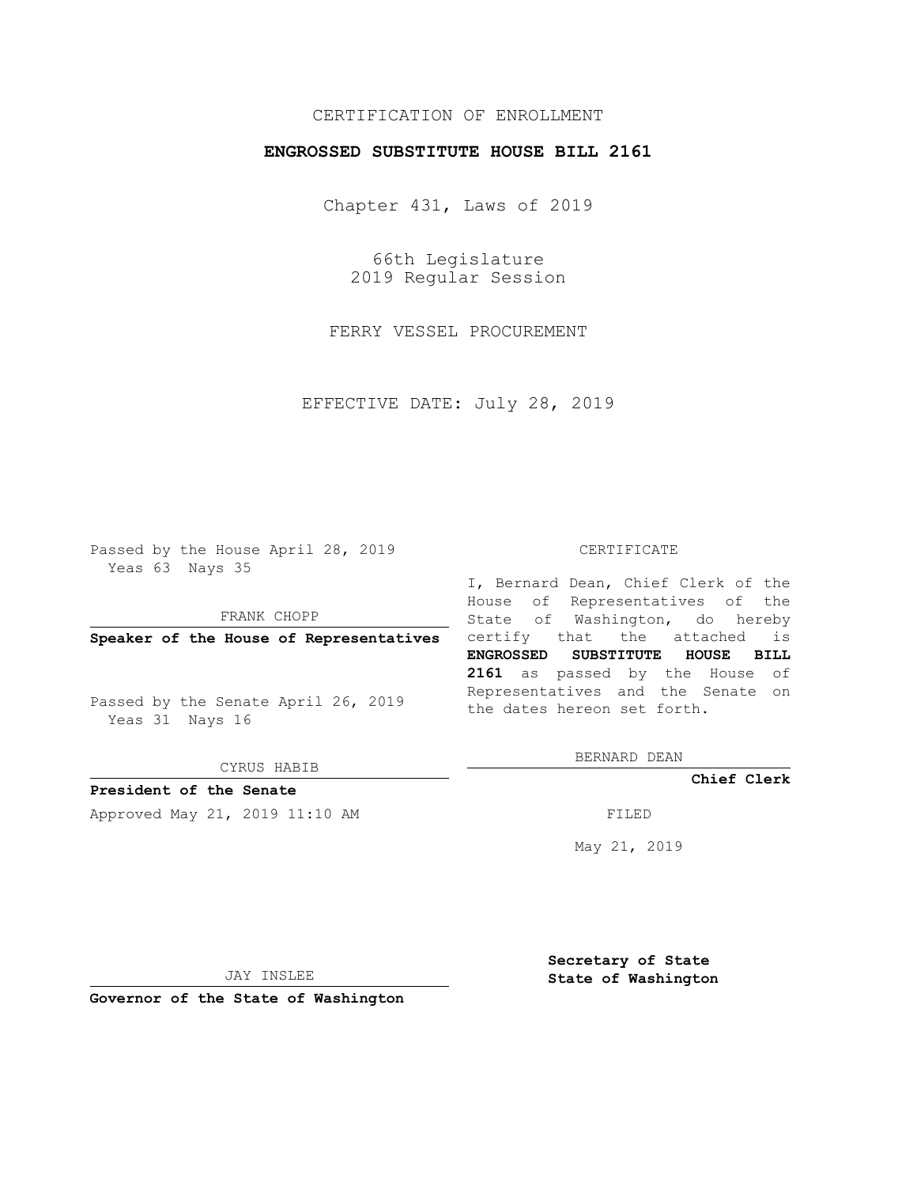CERTIFICATION OF ENROLLMENT

**ENGROSSED SUBSTITUTE HOUSE BILL 2161**

Chapter 431, Laws of 2019

66th Legislature
2019 Regular Session

FERRY VESSEL PROCUREMENT

EFFECTIVE DATE: July 28, 2019

Passed by the House April 28, 2019
Yeas 63 Nays 35

FRANK CHOPP

**Speaker of the House of Representatives**

Passed by the Senate April 26, 2019
Yeas 31 Nays 16

CYRUS HABIB

**President of the Senate**

Approved May 21, 2019 11:10 AM

JAY INSLEE

**Governor of the State of Washington**

CERTIFICATE

I, Bernard Dean, Chief Clerk of the House of Representatives of the State of Washington, do hereby certify that the attached is **ENGROSSED SUBSTITUTE HOUSE BILL 2161** as passed by the House of Representatives and the Senate on the dates hereon set forth.

BERNARD DEAN

**Chief Clerk**

FILED

May 21, 2019

**Secretary of State**
**State of Washington**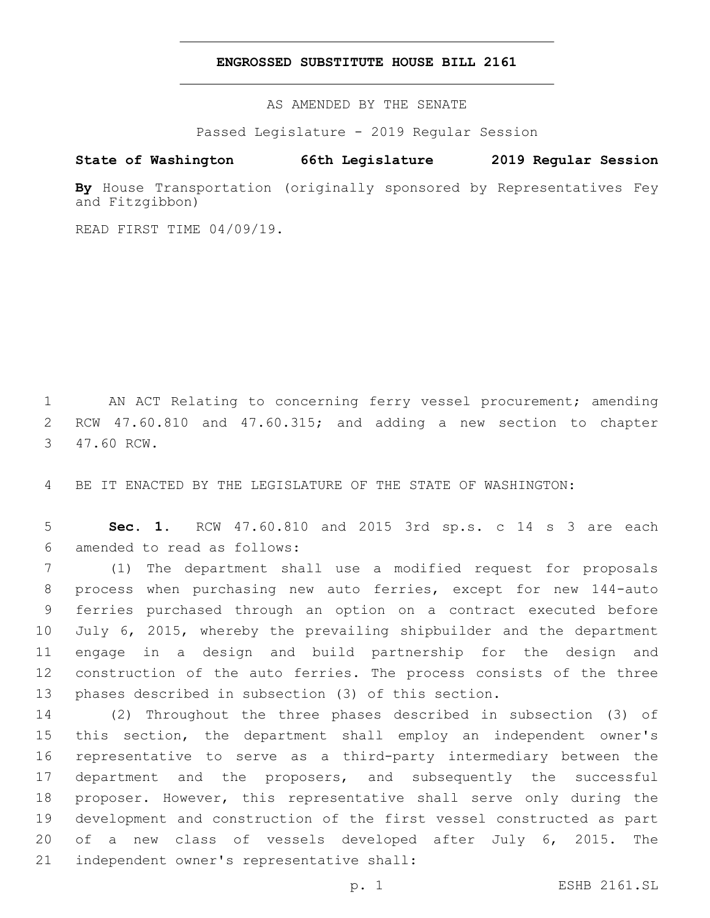# ENGROSSED SUBSTITUTE HOUSE BILL 2161

AS AMENDED BY THE SENATE

Passed Legislature - 2019 Regular Session

**State of Washington 66th Legislature 2019 Regular Session**

**By** House Transportation (originally sponsored by Representatives Fey and Fitzgibbon)

READ FIRST TIME 04/09/19.

AN ACT Relating to concerning ferry vessel procurement; amending RCW 47.60.810 and 47.60.315; and adding a new section to chapter 47.60 RCW.

BE IT ENACTED BY THE LEGISLATURE OF THE STATE OF WASHINGTON:

**Sec. 1.** RCW 47.60.810 and 2015 3rd sp.s. c 14 s 3 are each amended to read as follows:

(1) The department shall use a modified request for proposals process when purchasing new auto ferries, except for new 144-auto ferries purchased through an option on a contract executed before July 6, 2015, whereby the prevailing shipbuilder and the department engage in a design and build partnership for the design and construction of the auto ferries. The process consists of the three phases described in subsection (3) of this section.

(2) Throughout the three phases described in subsection (3) of this section, the department shall employ an independent owner's representative to serve as a third-party intermediary between the department and the proposers, and subsequently the successful proposer. However, this representative shall serve only during the development and construction of the first vessel constructed as part of a new class of vessels developed after July 6, 2015. The independent owner's representative shall: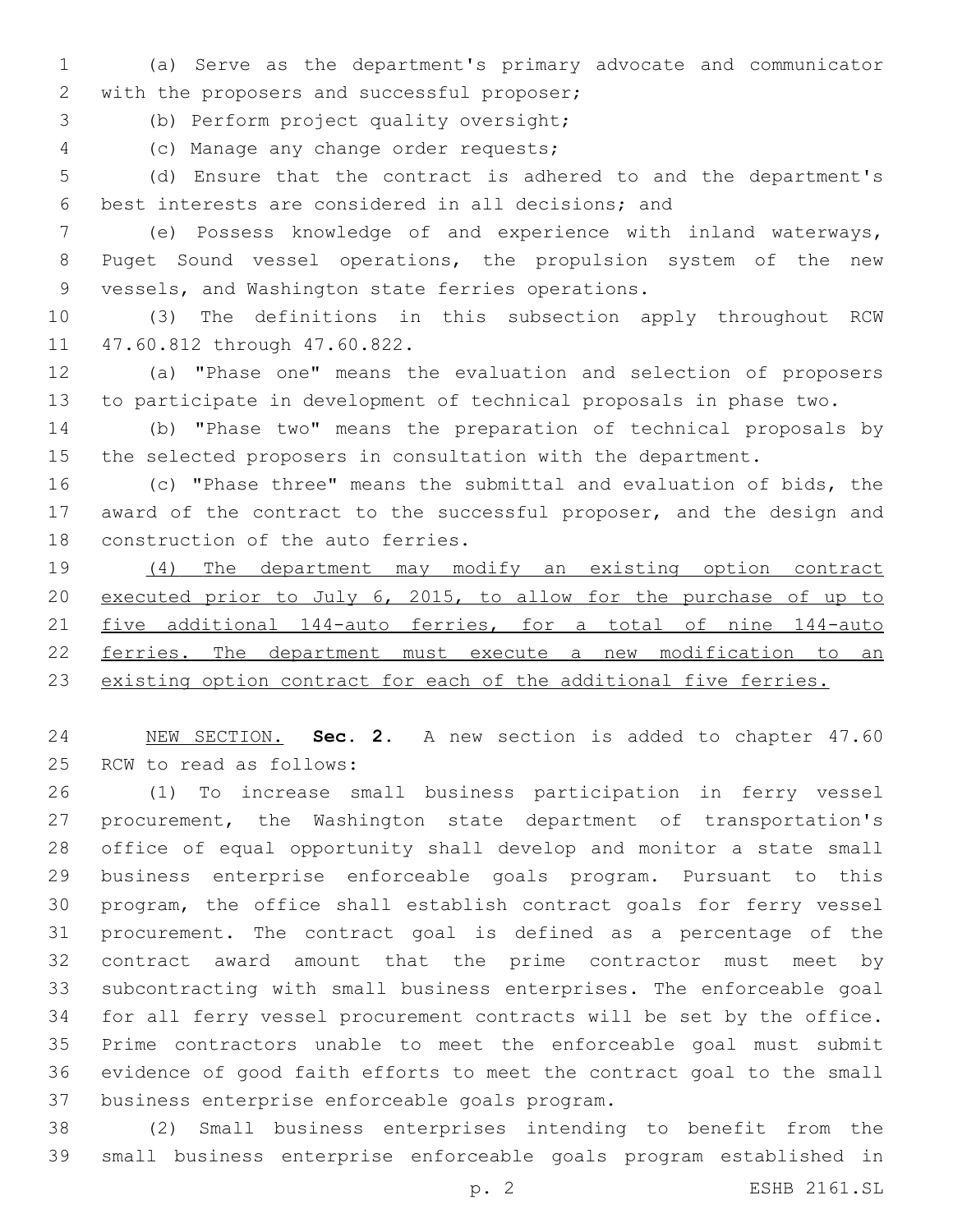(a) Serve as the department's primary advocate and communicator with the proposers and successful proposer;

(b) Perform project quality oversight;

(c) Manage any change order requests;

(d) Ensure that the contract is adhered to and the department's best interests are considered in all decisions; and

(e) Possess knowledge of and experience with inland waterways, Puget Sound vessel operations, the propulsion system of the new vessels, and Washington state ferries operations.

(3) The definitions in this subsection apply throughout RCW 47.60.812 through 47.60.822.

(a) "Phase one" means the evaluation and selection of proposers to participate in development of technical proposals in phase two.

(b) "Phase two" means the preparation of technical proposals by the selected proposers in consultation with the department.

(c) "Phase three" means the submittal and evaluation of bids, the award of the contract to the successful proposer, and the design and construction of the auto ferries.

<u>(4) The department may modify an existing option contract executed prior to July 6, 2015, to allow for the purchase of up to five additional 144-auto ferries, for a total of nine 144-auto ferries. The department must execute a new modification to an existing option contract for each of the additional five ferries.</u>

<u>NEW SECTION.</u> **Sec. 2.** A new section is added to chapter 47.60 RCW to read as follows:

(1) To increase small business participation in ferry vessel procurement, the Washington state department of transportation's office of equal opportunity shall develop and monitor a state small business enterprise enforceable goals program. Pursuant to this program, the office shall establish contract goals for ferry vessel procurement. The contract goal is defined as a percentage of the contract award amount that the prime contractor must meet by subcontracting with small business enterprises. The enforceable goal for all ferry vessel procurement contracts will be set by the office. Prime contractors unable to meet the enforceable goal must submit evidence of good faith efforts to meet the contract goal to the small business enterprise enforceable goals program.

(2) Small business enterprises intending to benefit from the small business enterprise enforceable goals program established in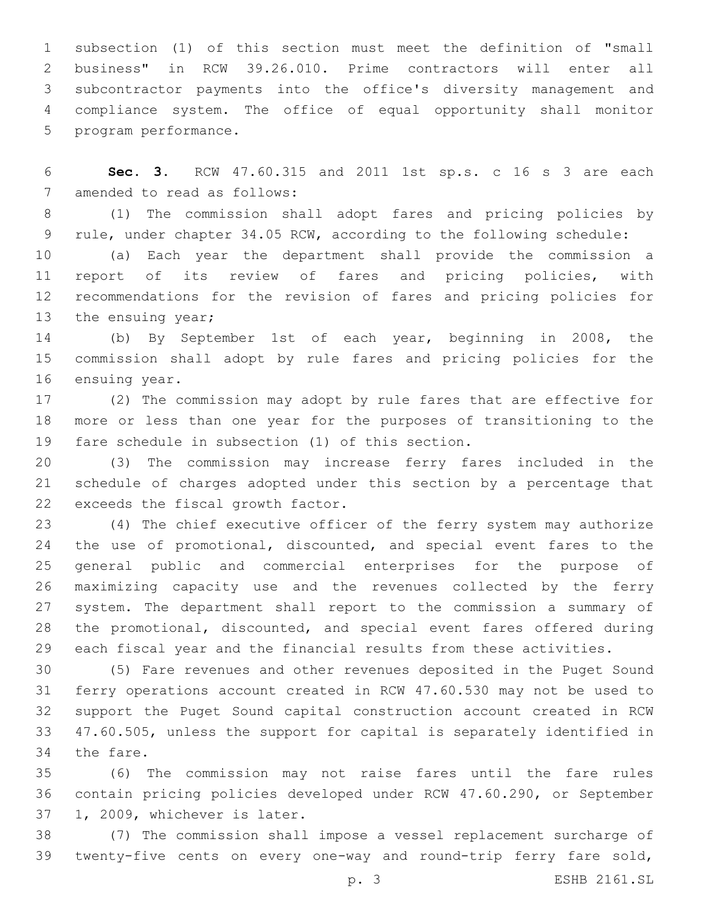subsection (1) of this section must meet the definition of "small business" in RCW 39.26.010. Prime contractors will enter all subcontractor payments into the office's diversity management and compliance system. The office of equal opportunity shall monitor program performance.

**Sec. 3.** RCW 47.60.315 and 2011 1st sp.s. c 16 s 3 are each amended to read as follows:

(1) The commission shall adopt fares and pricing policies by rule, under chapter 34.05 RCW, according to the following schedule:

(a) Each year the department shall provide the commission a report of its review of fares and pricing policies, with recommendations for the revision of fares and pricing policies for the ensuing year;

(b) By September 1st of each year, beginning in 2008, the commission shall adopt by rule fares and pricing policies for the ensuing year.

(2) The commission may adopt by rule fares that are effective for more or less than one year for the purposes of transitioning to the fare schedule in subsection (1) of this section.

(3) The commission may increase ferry fares included in the schedule of charges adopted under this section by a percentage that exceeds the fiscal growth factor.

(4) The chief executive officer of the ferry system may authorize the use of promotional, discounted, and special event fares to the general public and commercial enterprises for the purpose of maximizing capacity use and the revenues collected by the ferry system. The department shall report to the commission a summary of the promotional, discounted, and special event fares offered during each fiscal year and the financial results from these activities.

(5) Fare revenues and other revenues deposited in the Puget Sound ferry operations account created in RCW 47.60.530 may not be used to support the Puget Sound capital construction account created in RCW 47.60.505, unless the support for capital is separately identified in the fare.

(6) The commission may not raise fares until the fare rules contain pricing policies developed under RCW 47.60.290, or September 1, 2009, whichever is later.

(7) The commission shall impose a vessel replacement surcharge of twenty-five cents on every one-way and round-trip ferry fare sold,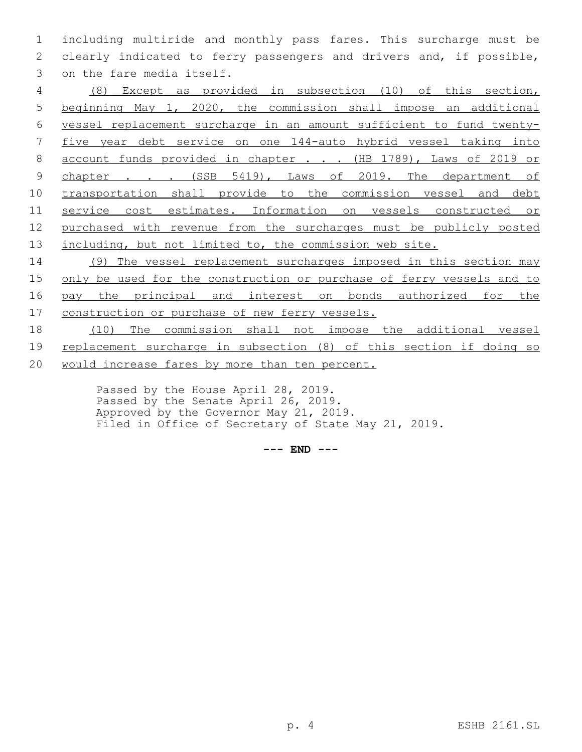including multiride and monthly pass fares. This surcharge must be clearly indicated to ferry passengers and drivers and, if possible, on the fare media itself.

(8) Except as provided in subsection (10) of this section, beginning May 1, 2020, the commission shall impose an additional vessel replacement surcharge in an amount sufficient to fund twenty-five year debt service on one 144-auto hybrid vessel taking into account funds provided in chapter . . . (HB 1789), Laws of 2019 or chapter . . . (SSB 5419), Laws of 2019. The department of transportation shall provide to the commission vessel and debt service cost estimates. Information on vessels constructed or purchased with revenue from the surcharges must be publicly posted including, but not limited to, the commission web site.

(9) The vessel replacement surcharges imposed in this section may only be used for the construction or purchase of ferry vessels and to pay the principal and interest on bonds authorized for the construction or purchase of new ferry vessels.

(10) The commission shall not impose the additional vessel replacement surcharge in subsection (8) of this section if doing so would increase fares by more than ten percent.

Passed by the House April 28, 2019.
Passed by the Senate April 26, 2019.
Approved by the Governor May 21, 2019.
Filed in Office of Secretary of State May 21, 2019.

**--- END ---**